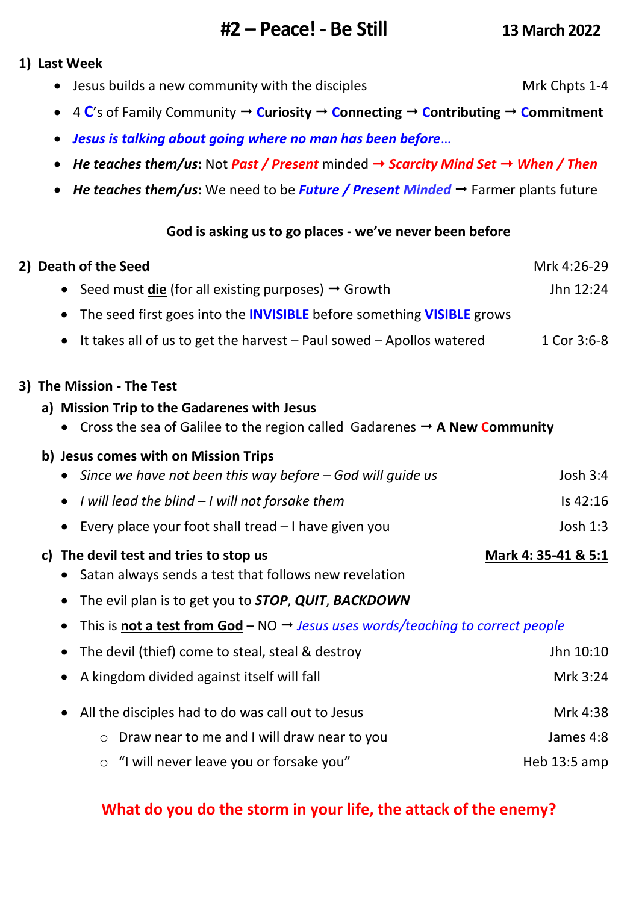# #2 – Peace! - Be Still

**13 March 2022**

## 1) Last Week

- Jesus builds a new community with the disciples — Mrk Chpts 1-4
- 4 **C**'s of Family Community → **Curiosity** → **Connecting** → **Contributing** → **Commitment**
- ***Jesus is talking about going where no man has been before***…
- ***He teaches them/us*:** Not ***Past / Present*** minded → ***Scarcity Mind Set*** → ***When / Then***
- ***He teaches them/us*:** We need to be ***Future / Present Minded*** → Farmer plants future

**God is asking us to go places - we've never been before**

## 2) Death of the Seed — Mrk 4:26-29

- Seed must **die** (for all existing purposes) → Growth — Jhn 12:24
- The seed first goes into the **INVISIBLE** before something **VISIBLE** grows
- It takes all of us to get the harvest – Paul sowed – Apollos watered — 1 Cor 3:6-8

## 3) The Mission - The Test

### a) Mission Trip to the Gadarenes with Jesus

- Cross the sea of Galilee to the region called Gadarenes → **A New Community**

### b) Jesus comes with on Mission Trips

- *Since we have not been this way before – God will guide us* — Josh 3:4
- *I will lead the blind – I will not forsake them* — Is 42:16
- Every place your foot shall tread – I have given you — Josh 1:3

### c) The devil test and tries to stop us — Mark 4: 35-41 & 5:1

- Satan always sends a test that follows new revelation
- The evil plan is to get you to ***STOP***, ***QUIT***, ***BACKDOWN***
- This is **not a test from God** – NO → *Jesus uses words/teaching to correct people*
- The devil (thief) come to steal, steal & destroy — Jhn 10:10
- A kingdom divided against itself will fall — Mrk 3:24
- All the disciples had to do was call out to Jesus — Mrk 4:38
  - Draw near to me and I will draw near to you — James 4:8
  - "I will never leave you or forsake you" — Heb 13:5 amp

**What do you do the storm in your life, the attack of the enemy?**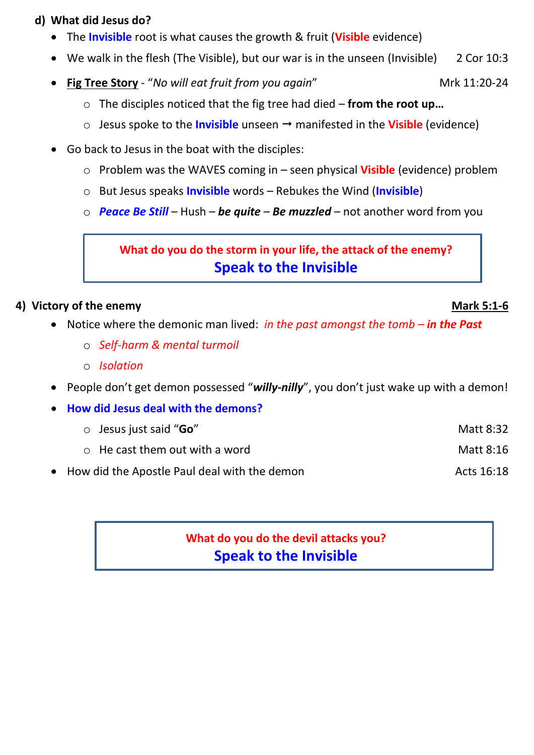### d) What did Jesus do?

- The **Invisible** root is what causes the growth & fruit (**Visible** evidence)
- We walk in the flesh (The Visible), but our war is in the unseen (Invisible) 2 Cor 10:3
- **Fig Tree Story** - "*No will eat fruit from you again*" Mrk 11:20-24
  - The disciples noticed that the fig tree had died – **from the root up…**
  - Jesus spoke to the **Invisible** unseen → manifested in the **Visible** (evidence)
- Go back to Jesus in the boat with the disciples:
  - Problem was the WAVES coming in – seen physical **Visible** (evidence) problem
  - But Jesus speaks **Invisible** words – Rebukes the Wind (**Invisible**)
  - ***Peace Be Still*** – Hush – ***be quite*** – ***Be muzzled*** – not another word from you

**What do you do the storm in your life, the attack of the enemy?**
**Speak to the Invisible**

### 4) Victory of the enemy — Mark 5:1-6

- Notice where the demonic man lived: *in the past amongst the tomb* – ***in the Past***
  - *Self-harm & mental turmoil*
  - *Isolation*
- People don't get demon possessed "***willy-nilly***", you don't just wake up with a demon!
- **How did Jesus deal with the demons?**
  - Jesus just said "**Go**" Matt 8:32
  - He cast them out with a word Matt 8:16
- How did the Apostle Paul deal with the demon Acts 16:18

**What do you do the devil attacks you?**
**Speak to the Invisible**